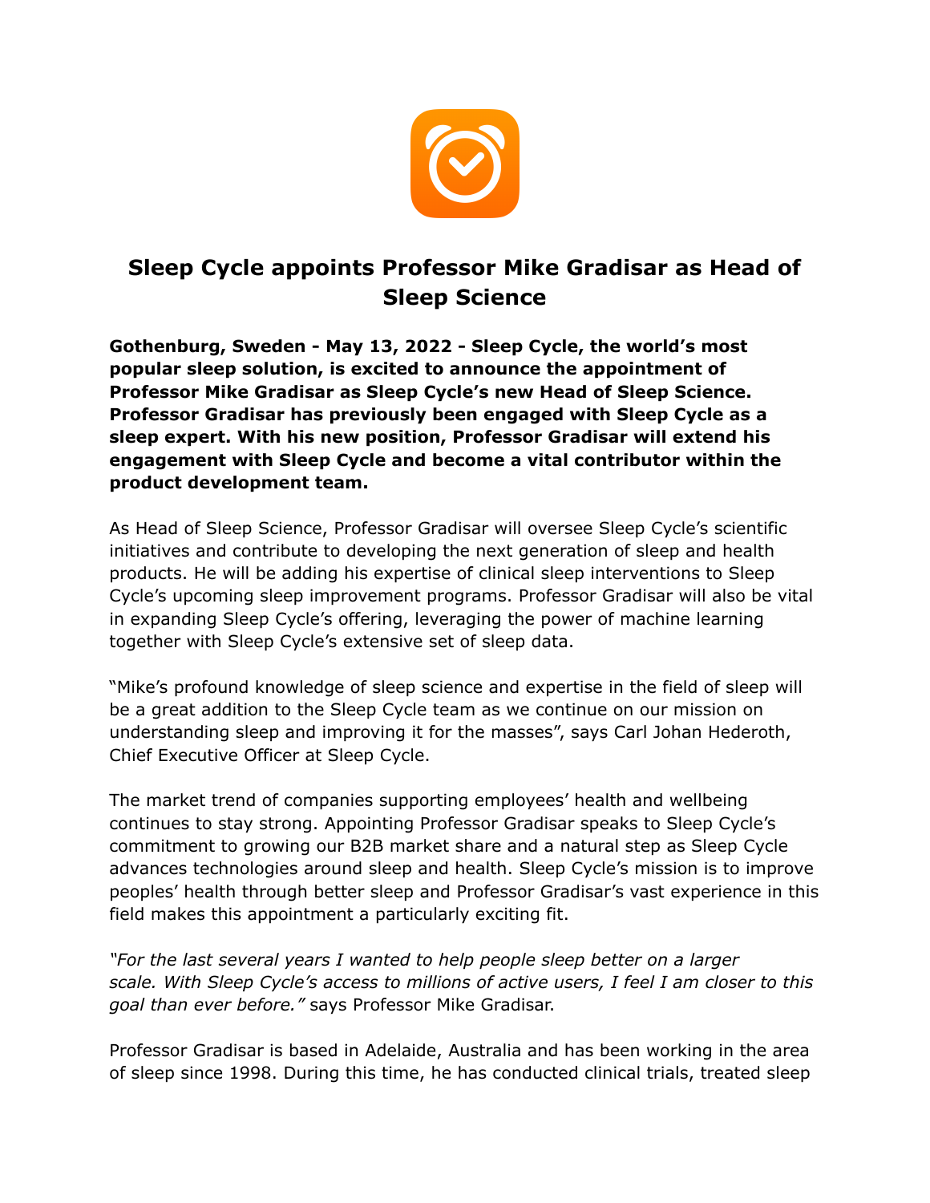# Sleep Cycle appoints Professor Mike Gradisar as Head of Sleep Science

**Gothenburg, Sweden - May 13, 2022 - Sleep Cycle, the world's most popular sleep solution, is excited to announce the appointment of Professor Mike Gradisar as Sleep Cycle's new Head of Sleep Science. Professor Gradisar has previously been engaged with Sleep Cycle as a sleep expert. With his new position, Professor Gradisar will extend his engagement with Sleep Cycle and become a vital contributor within the product development team.**

As Head of Sleep Science, Professor Gradisar will oversee Sleep Cycle's scientific initiatives and contribute to developing the next generation of sleep and health products. He will be adding his expertise of clinical sleep interventions to Sleep Cycle's upcoming sleep improvement programs. Professor Gradisar will also be vital in expanding Sleep Cycle's offering, leveraging the power of machine learning together with Sleep Cycle's extensive set of sleep data.

"Mike's profound knowledge of sleep science and expertise in the field of sleep will be a great addition to the Sleep Cycle team as we continue on our mission on understanding sleep and improving it for the masses", says Carl Johan Hederoth, Chief Executive Officer at Sleep Cycle.

The market trend of companies supporting employees' health and wellbeing continues to stay strong. Appointing Professor Gradisar speaks to Sleep Cycle's commitment to growing our B2B market share and a natural step as Sleep Cycle advances technologies around sleep and health. Sleep Cycle's mission is to improve peoples' health through better sleep and Professor Gradisar's vast experience in this field makes this appointment a particularly exciting fit.

*"For the last several years I wanted to help people sleep better on a larger scale. With Sleep Cycle's access to millions of active users, I feel I am closer to this goal than ever before."* says Professor Mike Gradisar.

Professor Gradisar is based in Adelaide, Australia and has been working in the area of sleep since 1998. During this time, he has conducted clinical trials, treated sleep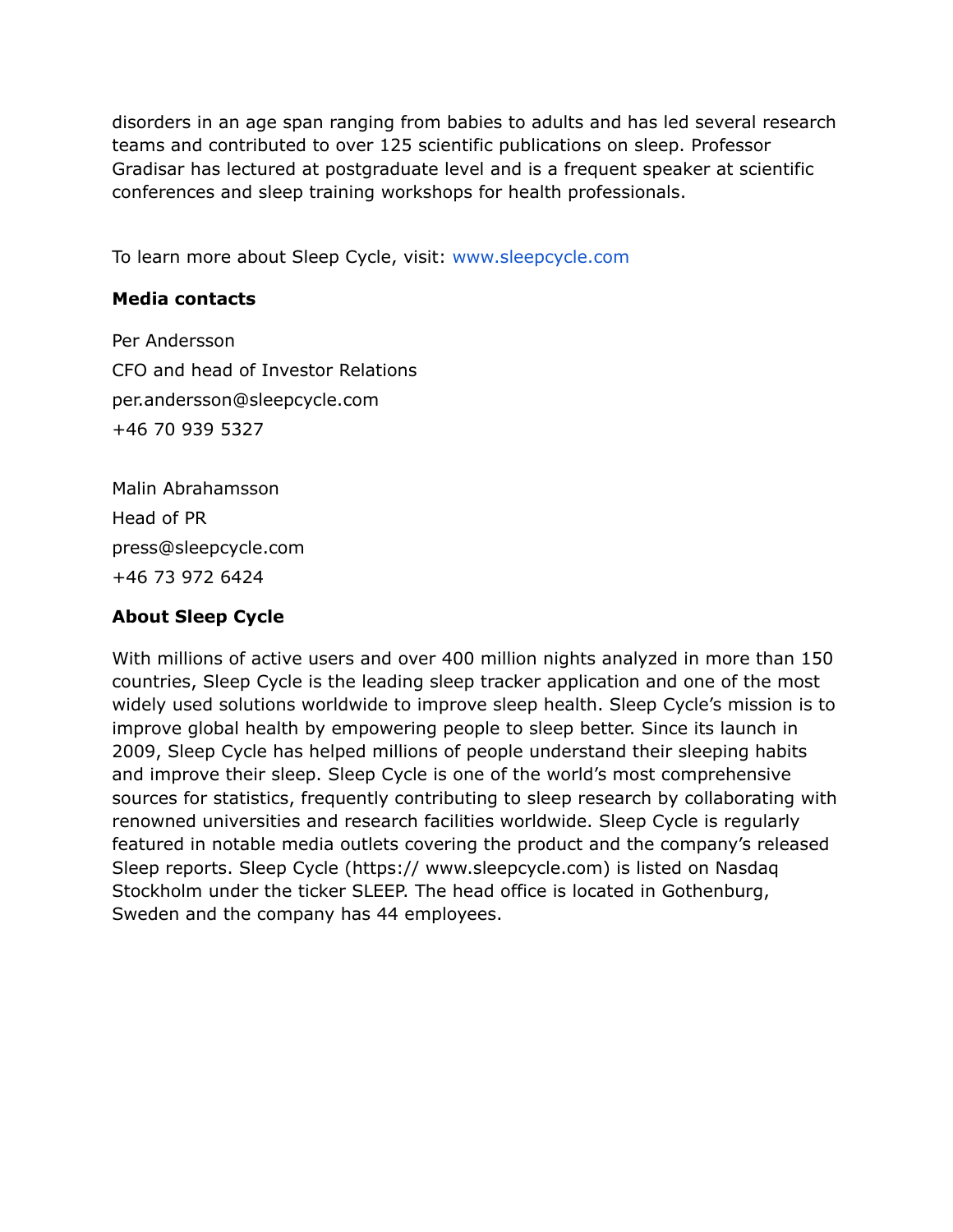disorders in an age span ranging from babies to adults and has led several research teams and contributed to over 125 scientific publications on sleep. Professor Gradisar has lectured at postgraduate level and is a frequent speaker at scientific conferences and sleep training workshops for health professionals.

To learn more about Sleep Cycle, visit: www.sleepcycle.com

**Media contacts**

Per Andersson
CFO and head of Investor Relations
per.andersson@sleepcycle.com
+46 70 939 5327

Malin Abrahamsson
Head of PR
press@sleepcycle.com
+46 73 972 6424

**About Sleep Cycle**

With millions of active users and over 400 million nights analyzed in more than 150 countries, Sleep Cycle is the leading sleep tracker application and one of the most widely used solutions worldwide to improve sleep health. Sleep Cycle's mission is to improve global health by empowering people to sleep better. Since its launch in 2009, Sleep Cycle has helped millions of people understand their sleeping habits and improve their sleep. Sleep Cycle is one of the world's most comprehensive sources for statistics, frequently contributing to sleep research by collaborating with renowned universities and research facilities worldwide. Sleep Cycle is regularly featured in notable media outlets covering the product and the company's released Sleep reports. Sleep Cycle (https:// www.sleepcycle.com) is listed on Nasdaq Stockholm under the ticker SLEEP. The head office is located in Gothenburg, Sweden and the company has 44 employees.